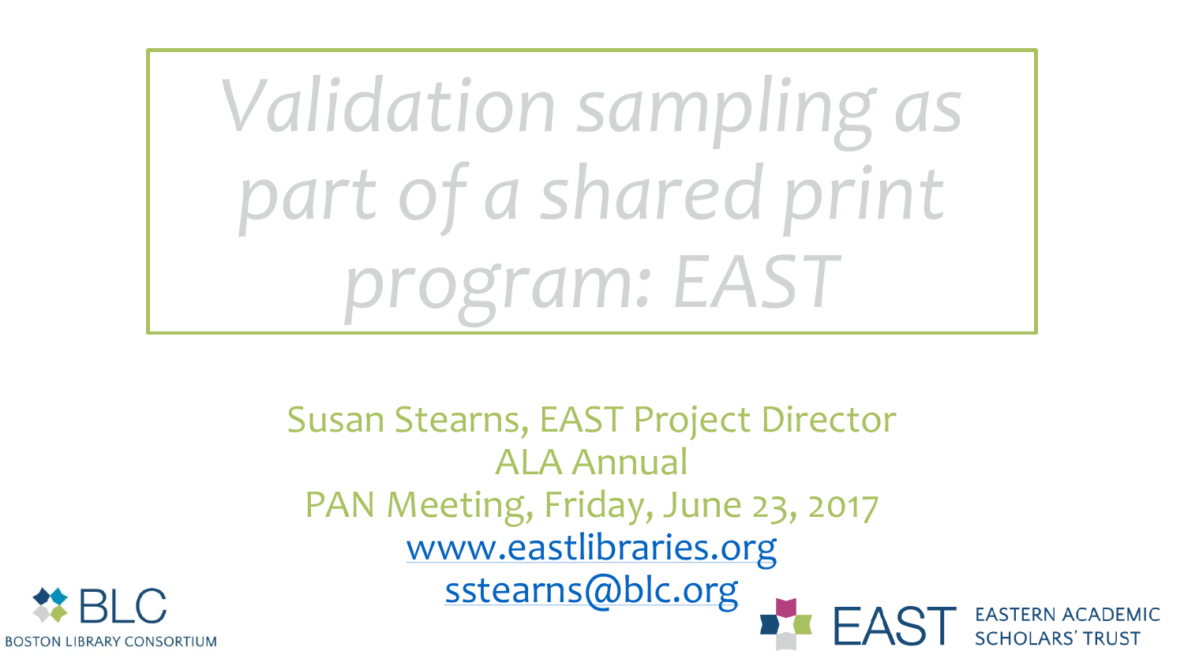# *Validation sampling as part of a shared print program: EAST*

Susan Stearns, EAST Project Director

ALA Annual

PAN Meeting, Friday, June 23, 2017

www.eastlibraries.org

sstearns@blc.org

BLC

BOSTON LIBRARY CONSORTIUM

EAST

EASTERN ACADEMIC SCHOLARS' TRUST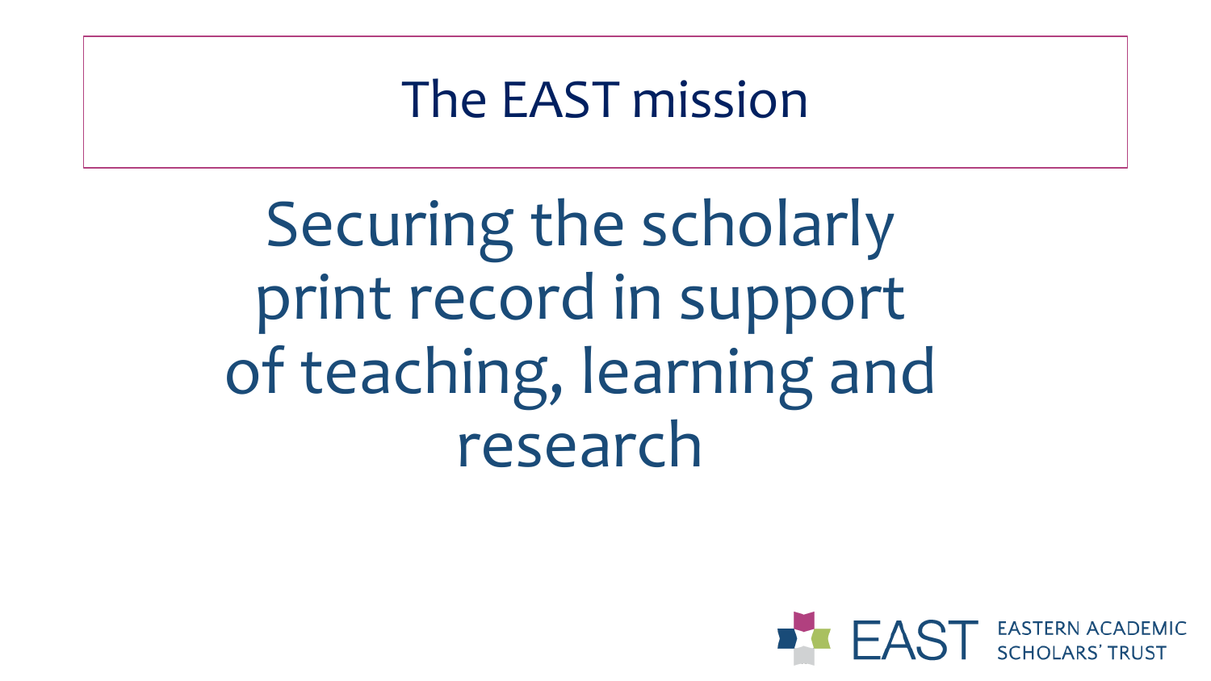# The EAST mission

Securing the scholarly print record in support of teaching, learning and research

EAST EASTERN ACADEMIC SCHOLARS' TRUST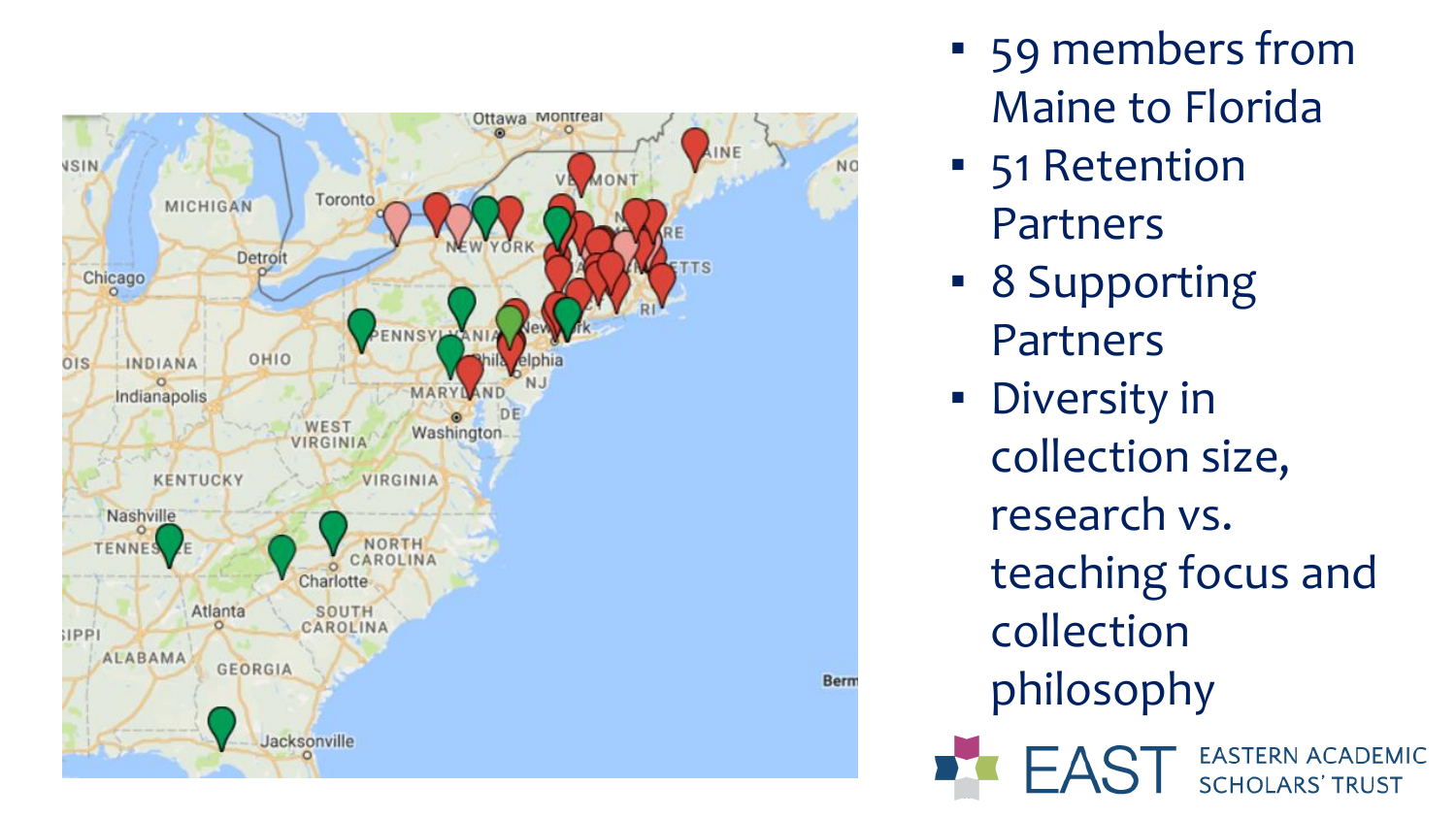- 59 members from Maine to Florida
- 51 Retention Partners
- 8 Supporting Partners
- Diversity in collection size, research vs. teaching focus and collection philosophy

EAST EASTERN ACADEMIC SCHOLARS' TRUST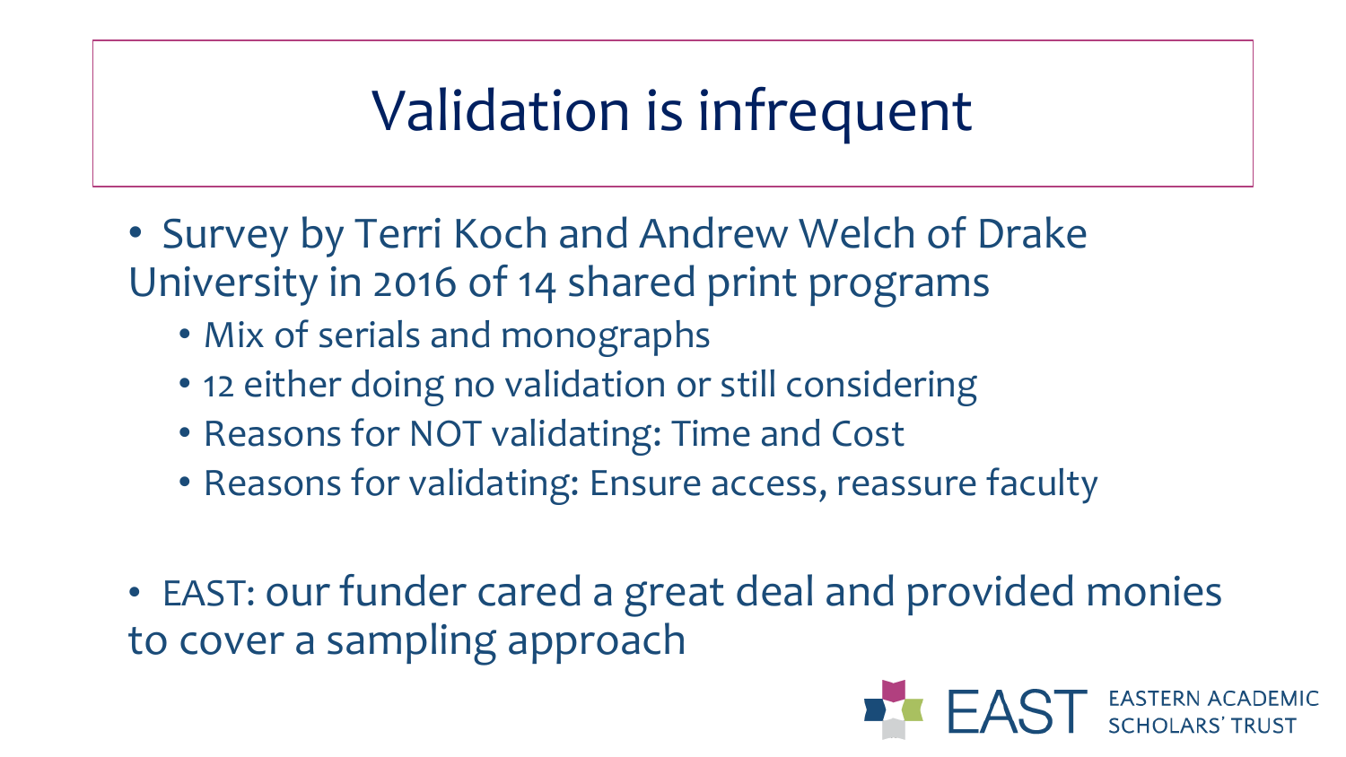# Validation is infrequent

- Survey by Terri Koch and Andrew Welch of Drake University in 2016 of 14 shared print programs
  - Mix of serials and monographs
  - 12 either doing no validation or still considering
  - Reasons for NOT validating: Time and Cost
  - Reasons for validating: Ensure access, reassure faculty

- EAST: our funder cared a great deal and provided monies to cover a sampling approach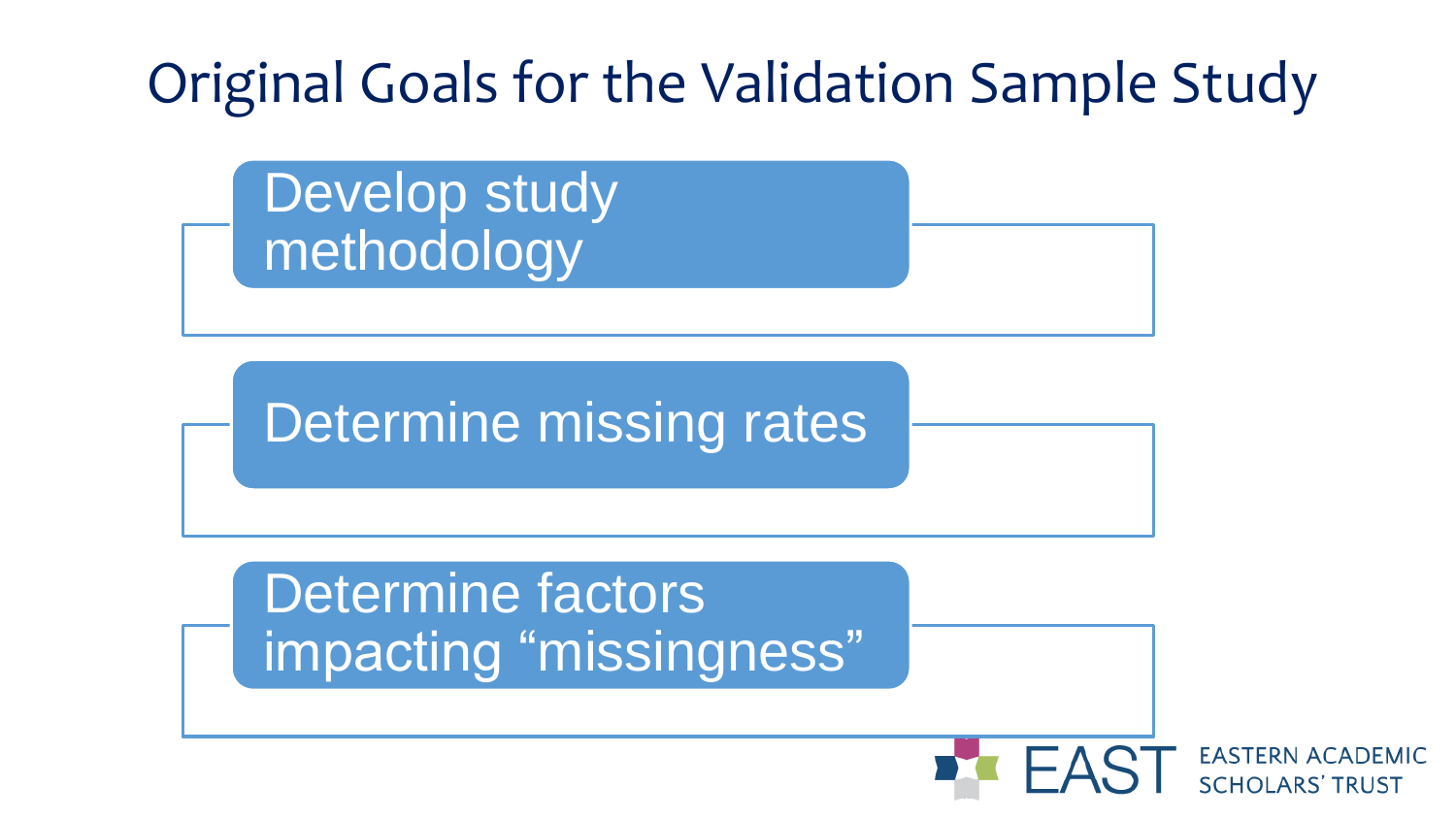# Original Goals for the Validation Sample Study

- Develop study methodology
- Determine missing rates
- Determine factors impacting “missingness”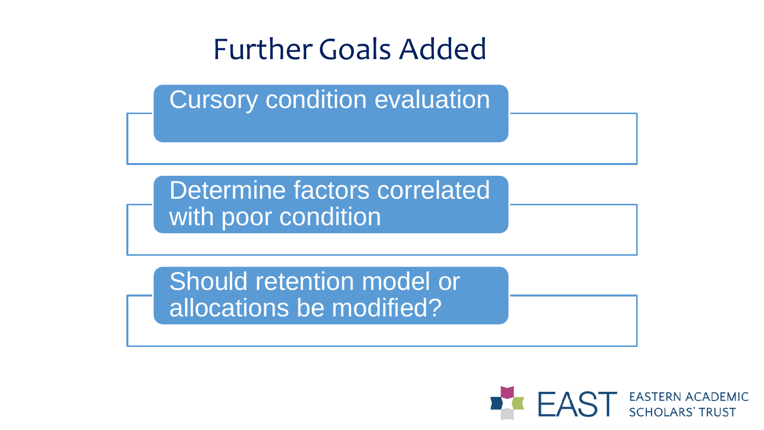# Further Goals Added

- Cursory condition evaluation
- Determine factors correlated with poor condition
- Should retention model or allocations be modified?

EAST EASTERN ACADEMIC SCHOLARS' TRUST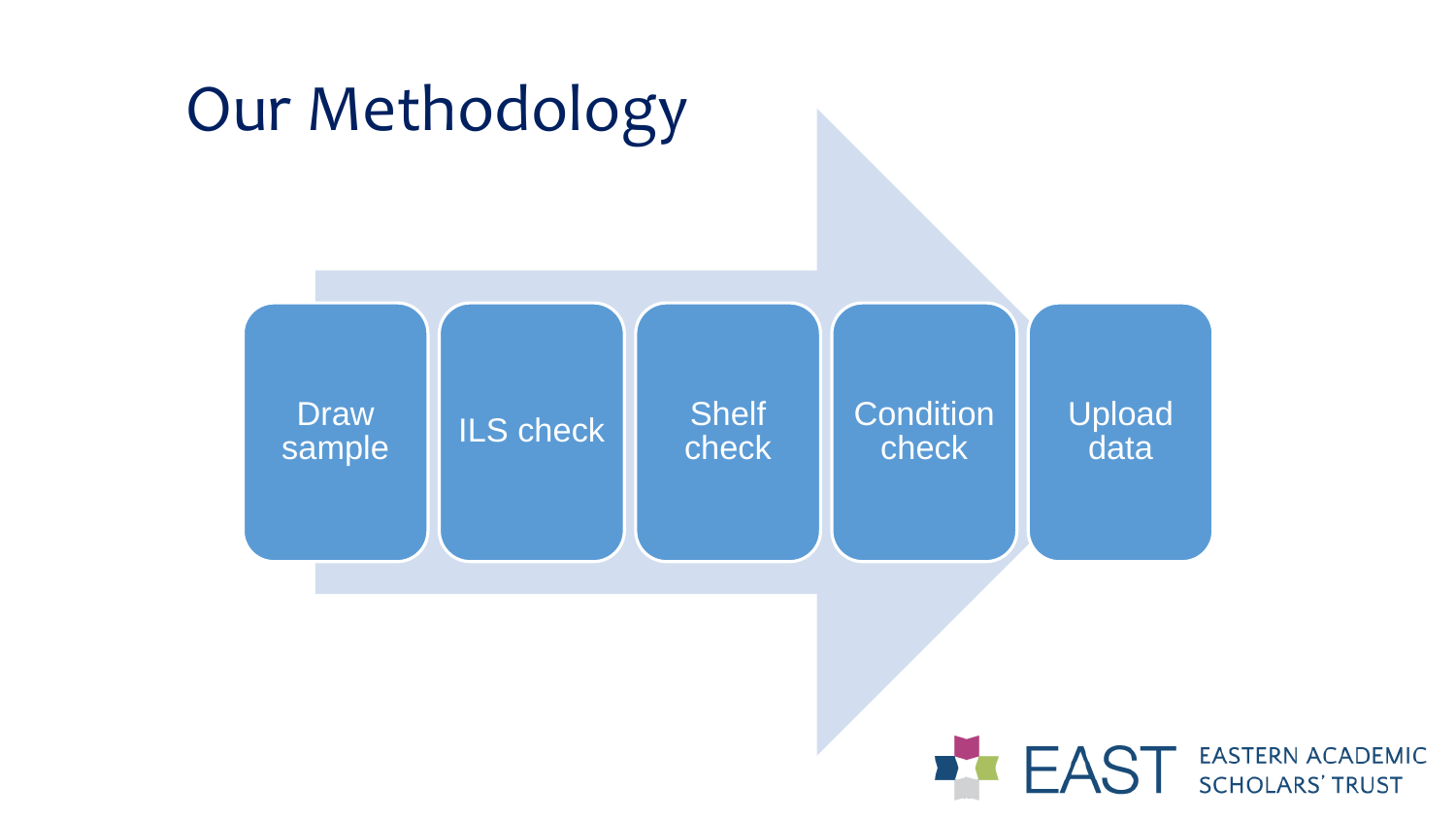# Our Methodology

1. Draw sample
2. ILS check
3. Shelf check
4. Condition check
5. Upload data

EAST EASTERN ACADEMIC SCHOLARS' TRUST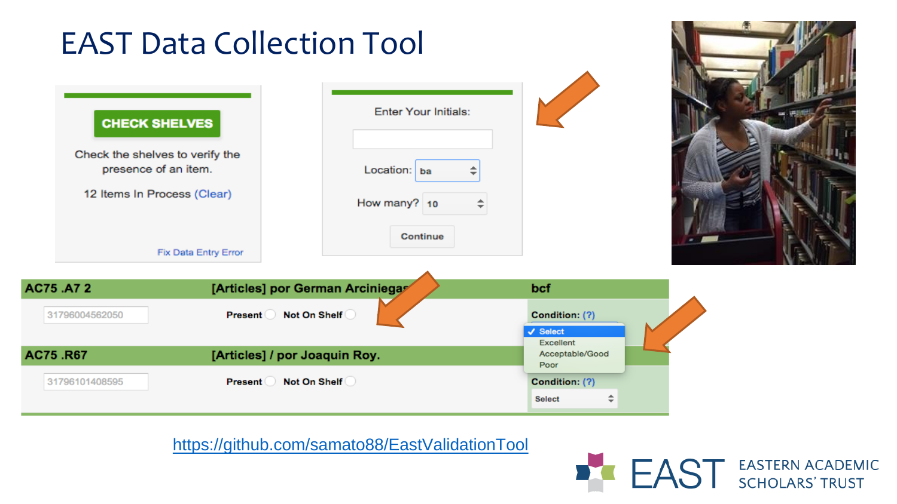# EAST Data Collection Tool

**CHECK SHELVES**

Check the shelves to verify the presence of an item.

12 Items In Process (Clear)

Fix Data Entry Error

Enter Your Initials:

Location: ba

How many? 10

Continue

| AC75 .A7 2 | [Articles] por German Arciniegas | bcf |
|---|---|---|
| 31796004562050 | Present Not On Shelf | Condition: (?) Select / Excellent / Acceptable/Good / Poor |
| **AC75 .R67** | **[Articles] / por Joaquin Roy.** | |
| 31796101408595 | Present Not On Shelf | Condition: (?) Select |

https://github.com/samato88/EastValidationTool

EAST EASTERN ACADEMIC SCHOLARS' TRUST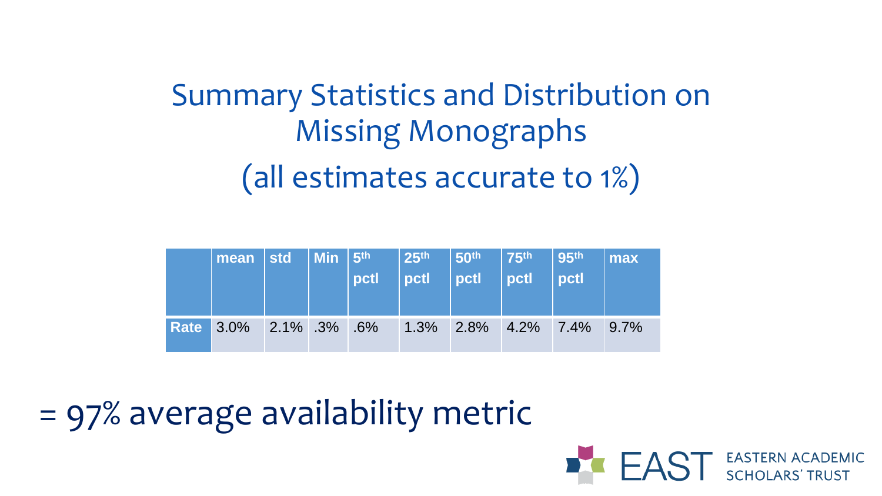# Summary Statistics and Distribution on Missing Monographs

## (all estimates accurate to 1%)

| | mean | std | Min | 5th pctl | 25th pctl | 50th pctl | 75th pctl | 95th pctl | max |
|---|---|---|---|---|---|---|---|---|---|
| **Rate** | 3.0% | 2.1% | .3% | .6% | 1.3% | 2.8% | 4.2% | 7.4% | 9.7% |

= 97% average availability metric

EAST EASTERN ACADEMIC SCHOLARS' TRUST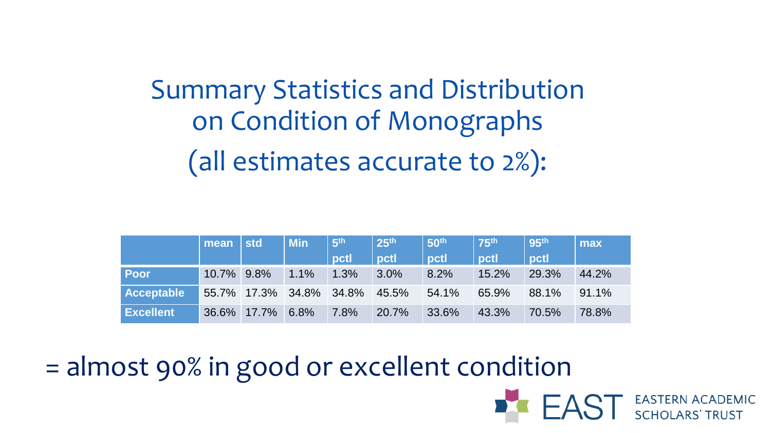# Summary Statistics and Distribution on Condition of Monographs (all estimates accurate to 2%):

| | mean | std | Min | 5th pctl | 25th pctl | 50th pctl | 75th pctl | 95th pctl | max |
|---|---|---|---|---|---|---|---|---|---|
| **Poor** | 10.7% | 9.8% | 1.1% | 1.3% | 3.0% | 8.2% | 15.2% | 29.3% | 44.2% |
| **Acceptable** | 55.7% | 17.3% | 34.8% | 34.8% | 45.5% | 54.1% | 65.9% | 88.1% | 91.1% |
| **Excellent** | 36.6% | 17.7% | 6.8% | 7.8% | 20.7% | 33.6% | 43.3% | 70.5% | 78.8% |

= almost 90% in good or excellent condition

EAST EASTERN ACADEMIC SCHOLARS' TRUST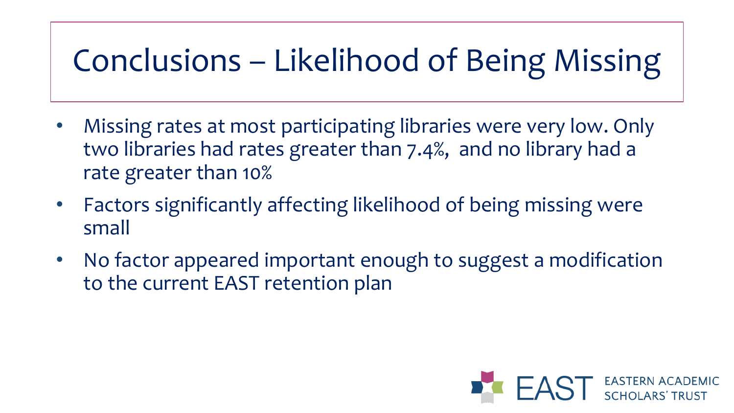# Conclusions – Likelihood of Being Missing

- Missing rates at most participating libraries were very low. Only two libraries had rates greater than 7.4%, and no library had a rate greater than 10%
- Factors significantly affecting likelihood of being missing were small
- No factor appeared important enough to suggest a modification to the current EAST retention plan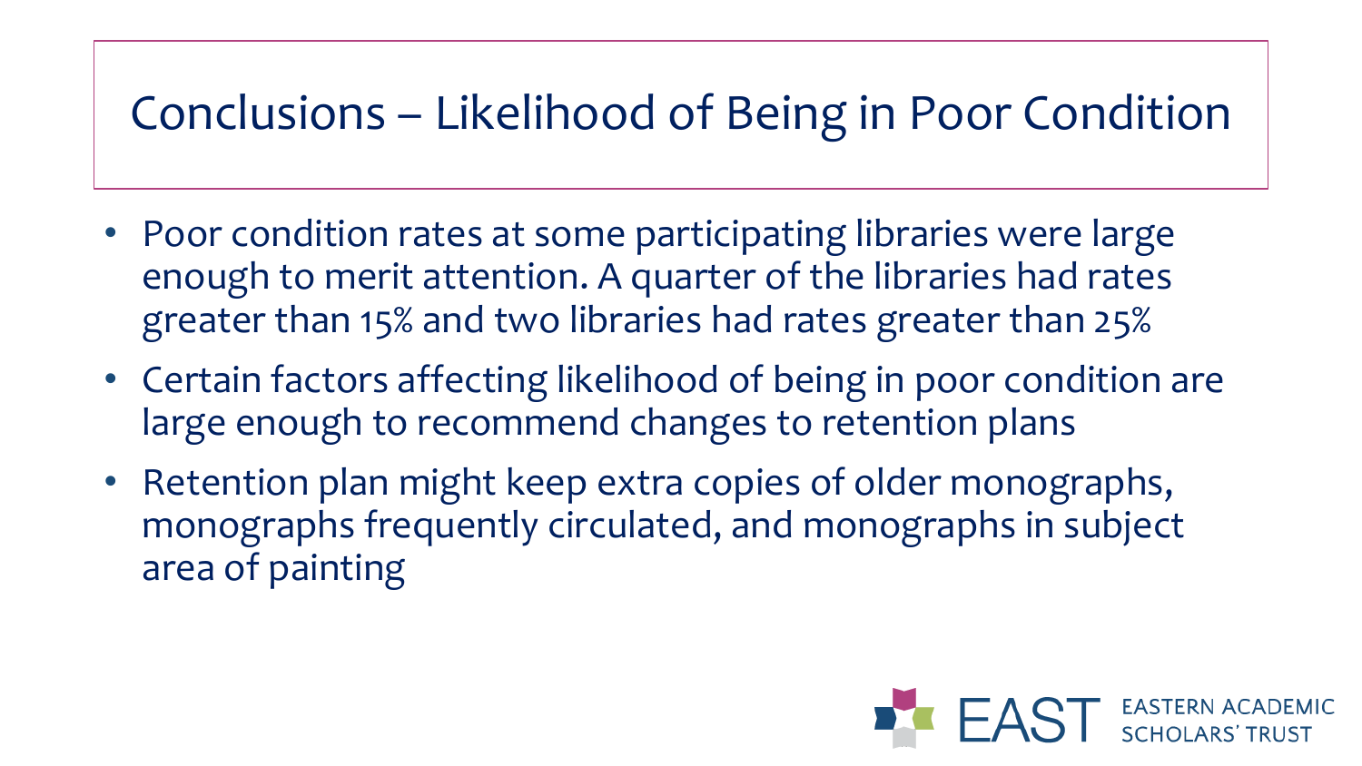# Conclusions – Likelihood of Being in Poor Condition

- Poor condition rates at some participating libraries were large enough to merit attention. A quarter of the libraries had rates greater than 15% and two libraries had rates greater than 25%
- Certain factors affecting likelihood of being in poor condition are large enough to recommend changes to retention plans
- Retention plan might keep extra copies of older monographs, monographs frequently circulated, and monographs in subject area of painting

EAST EASTERN ACADEMIC SCHOLARS' TRUST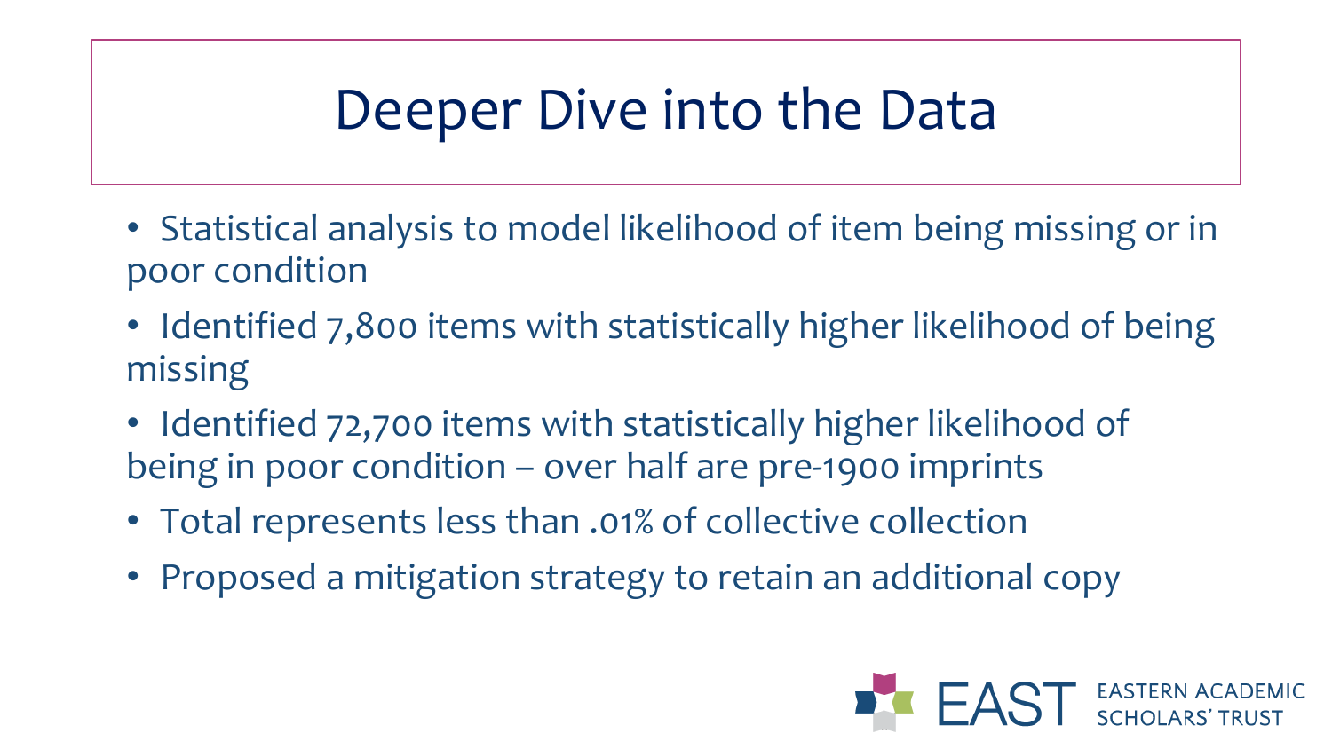# Deeper Dive into the Data

- Statistical analysis to model likelihood of item being missing or in poor condition
- Identified 7,800 items with statistically higher likelihood of being missing
- Identified 72,700 items with statistically higher likelihood of being in poor condition – over half are pre-1900 imprints
- Total represents less than .01% of collective collection
- Proposed a mitigation strategy to retain an additional copy

EAST EASTERN ACADEMIC SCHOLARS' TRUST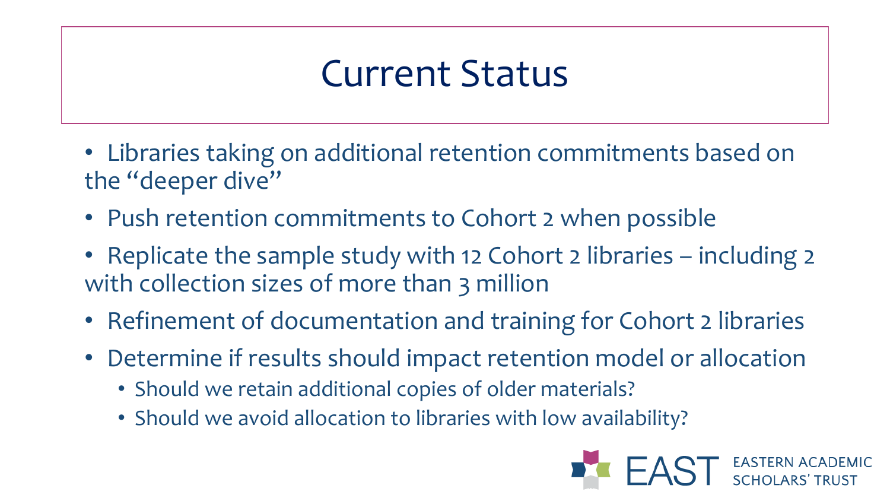# Current Status

- Libraries taking on additional retention commitments based on the "deeper dive"
- Push retention commitments to Cohort 2 when possible
- Replicate the sample study with 12 Cohort 2 libraries – including 2 with collection sizes of more than 3 million
- Refinement of documentation and training for Cohort 2 libraries
- Determine if results should impact retention model or allocation
  - Should we retain additional copies of older materials?
  - Should we avoid allocation to libraries with low availability?

EAST EASTERN ACADEMIC SCHOLARS' TRUST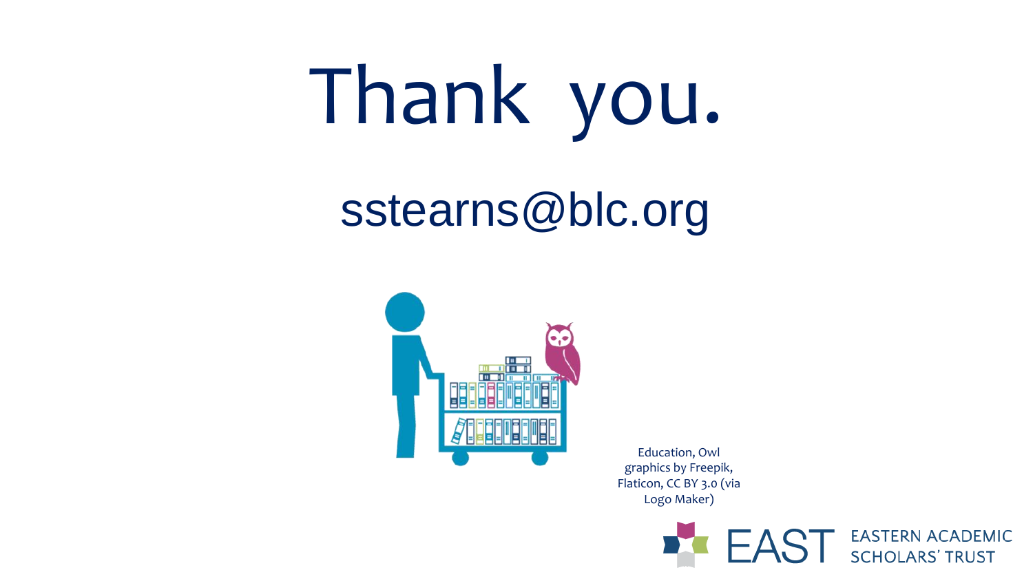# Thank you.

sstearns@blc.org

Education, Owl graphics by Freepik, Flaticon, CC BY 3.0 (via Logo Maker)

EAST EASTERN ACADEMIC SCHOLARS' TRUST